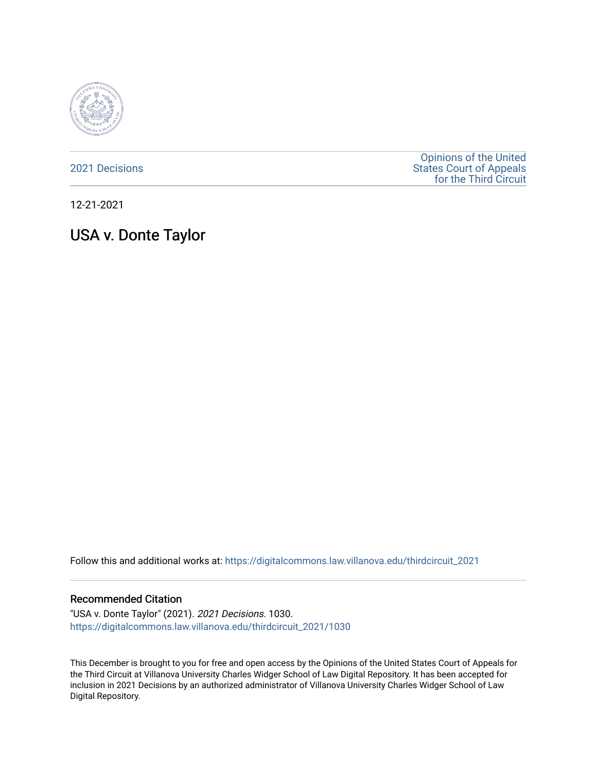2021 Decisions

Opinions of the United States Court of Appeals for the Third Circuit

12-21-2021

# USA v. Donte Taylor

Follow this and additional works at: https://digitalcommons.law.villanova.edu/thirdcircuit_2021

## Recommended Citation

"USA v. Donte Taylor" (2021). *2021 Decisions*. 1030.
https://digitalcommons.law.villanova.edu/thirdcircuit_2021/1030

This December is brought to you for free and open access by the Opinions of the United States Court of Appeals for the Third Circuit at Villanova University Charles Widger School of Law Digital Repository. It has been accepted for inclusion in 2021 Decisions by an authorized administrator of Villanova University Charles Widger School of Law Digital Repository.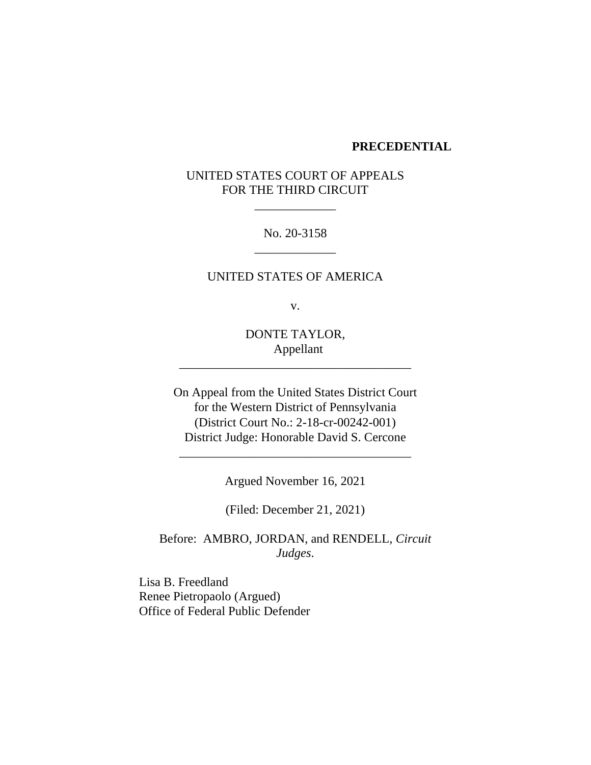**PRECEDENTIAL**

UNITED STATES COURT OF APPEALS
FOR THE THIRD CIRCUIT

\_\_\_\_\_\_\_\_\_\_\_\_\_

No. 20-3158

\_\_\_\_\_\_\_\_\_\_\_\_\_

UNITED STATES OF AMERICA

v.

DONTE TAYLOR,
Appellant

\_\_\_\_\_\_\_\_\_\_\_\_\_\_\_\_\_\_\_\_\_\_\_\_\_\_\_\_\_\_\_\_\_\_\_\_\_\_

On Appeal from the United States District Court
for the Western District of Pennsylvania
(District Court No.: 2-18-cr-00242-001)
District Judge: Honorable David S. Cercone

\_\_\_\_\_\_\_\_\_\_\_\_\_\_\_\_\_\_\_\_\_\_\_\_\_\_\_\_\_\_\_\_\_\_\_\_\_\_

Argued November 16, 2021

(Filed: December 21, 2021)

Before: AMBRO, JORDAN, and RENDELL, *Circuit Judges*.

Lisa B. Freedland
Renee Pietropaolo (Argued)
Office of Federal Public Defender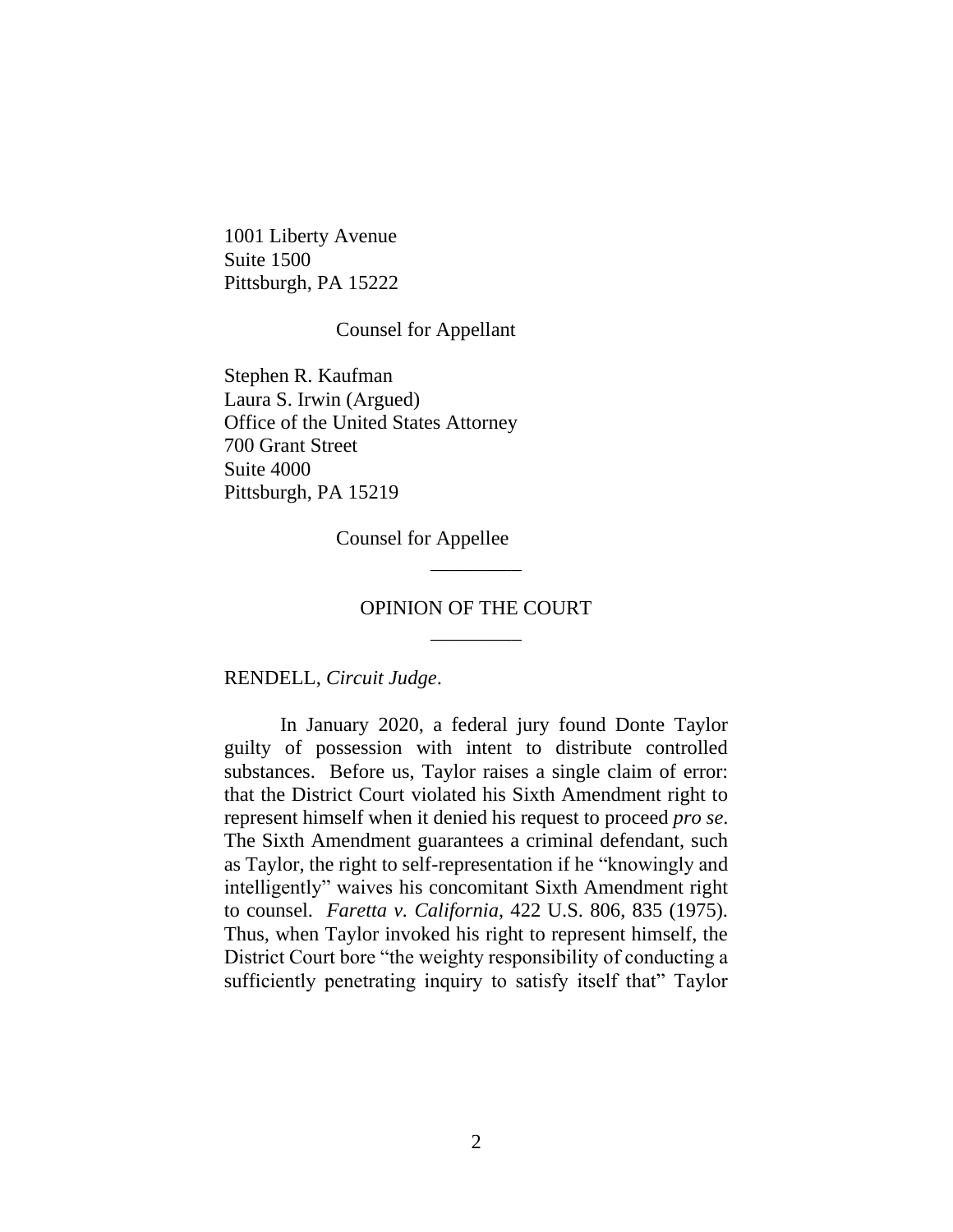1001 Liberty Avenue
Suite 1500
Pittsburgh, PA 15222

Counsel for Appellant

Stephen R. Kaufman
Laura S. Irwin (Argued)
Office of the United States Attorney
700 Grant Street
Suite 4000
Pittsburgh, PA 15219

Counsel for Appellee

---

OPINION OF THE COURT

---

RENDELL, *Circuit Judge*.

In January 2020, a federal jury found Donte Taylor guilty of possession with intent to distribute controlled substances. Before us, Taylor raises a single claim of error: that the District Court violated his Sixth Amendment right to represent himself when it denied his request to proceed *pro se*. The Sixth Amendment guarantees a criminal defendant, such as Taylor, the right to self-representation if he "knowingly and intelligently" waives his concomitant Sixth Amendment right to counsel. *Faretta v. California*, 422 U.S. 806, 835 (1975). Thus, when Taylor invoked his right to represent himself, the District Court bore "the weighty responsibility of conducting a sufficiently penetrating inquiry to satisfy itself that" Taylor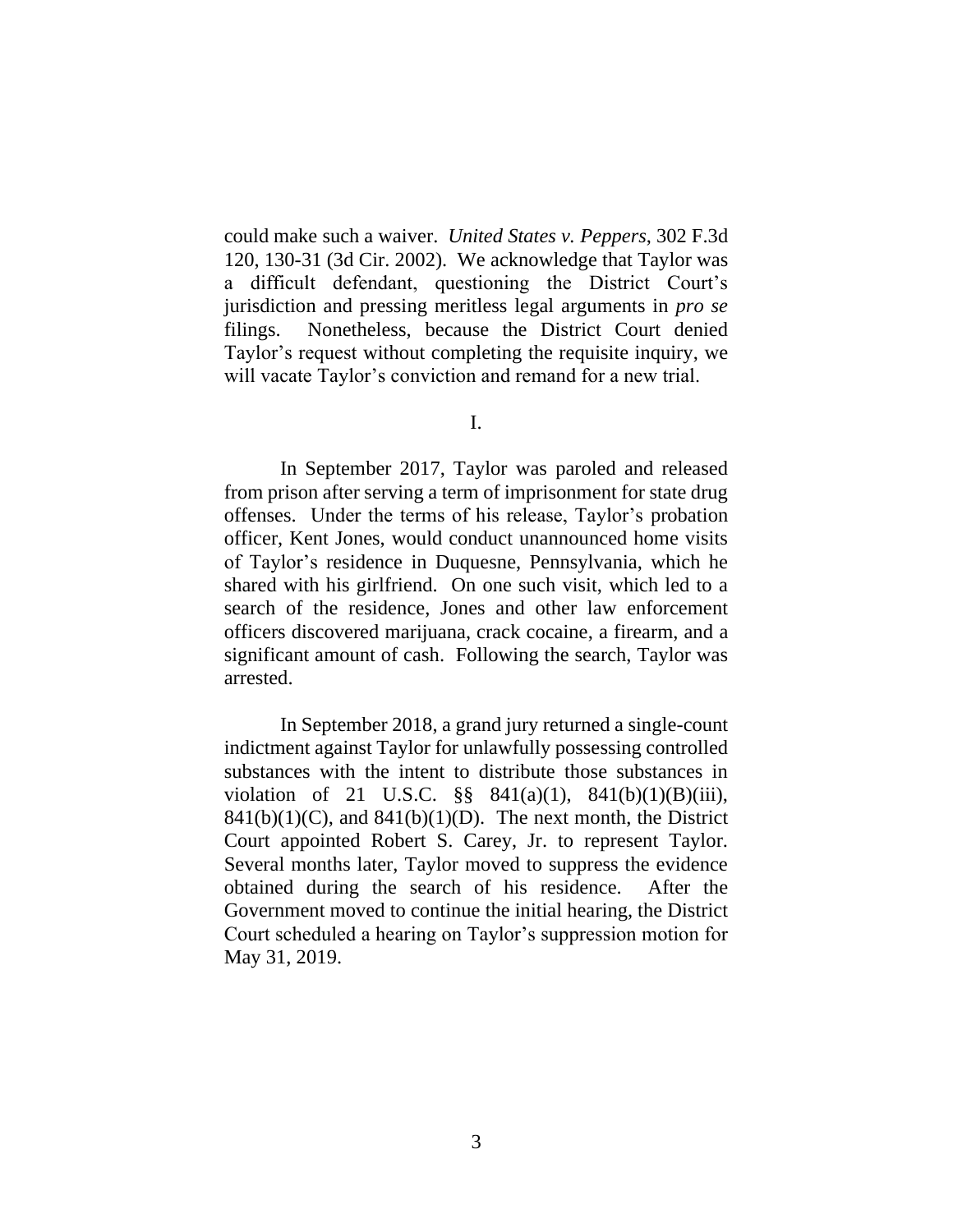could make such a waiver. *United States v. Peppers*, 302 F.3d 120, 130-31 (3d Cir. 2002). We acknowledge that Taylor was a difficult defendant, questioning the District Court's jurisdiction and pressing meritless legal arguments in *pro se* filings. Nonetheless, because the District Court denied Taylor's request without completing the requisite inquiry, we will vacate Taylor's conviction and remand for a new trial.

## I.

In September 2017, Taylor was paroled and released from prison after serving a term of imprisonment for state drug offenses. Under the terms of his release, Taylor's probation officer, Kent Jones, would conduct unannounced home visits of Taylor's residence in Duquesne, Pennsylvania, which he shared with his girlfriend. On one such visit, which led to a search of the residence, Jones and other law enforcement officers discovered marijuana, crack cocaine, a firearm, and a significant amount of cash. Following the search, Taylor was arrested.

In September 2018, a grand jury returned a single-count indictment against Taylor for unlawfully possessing controlled substances with the intent to distribute those substances in violation of 21 U.S.C. §§ 841(a)(1), 841(b)(1)(B)(iii), 841(b)(1)(C), and 841(b)(1)(D). The next month, the District Court appointed Robert S. Carey, Jr. to represent Taylor. Several months later, Taylor moved to suppress the evidence obtained during the search of his residence. After the Government moved to continue the initial hearing, the District Court scheduled a hearing on Taylor's suppression motion for May 31, 2019.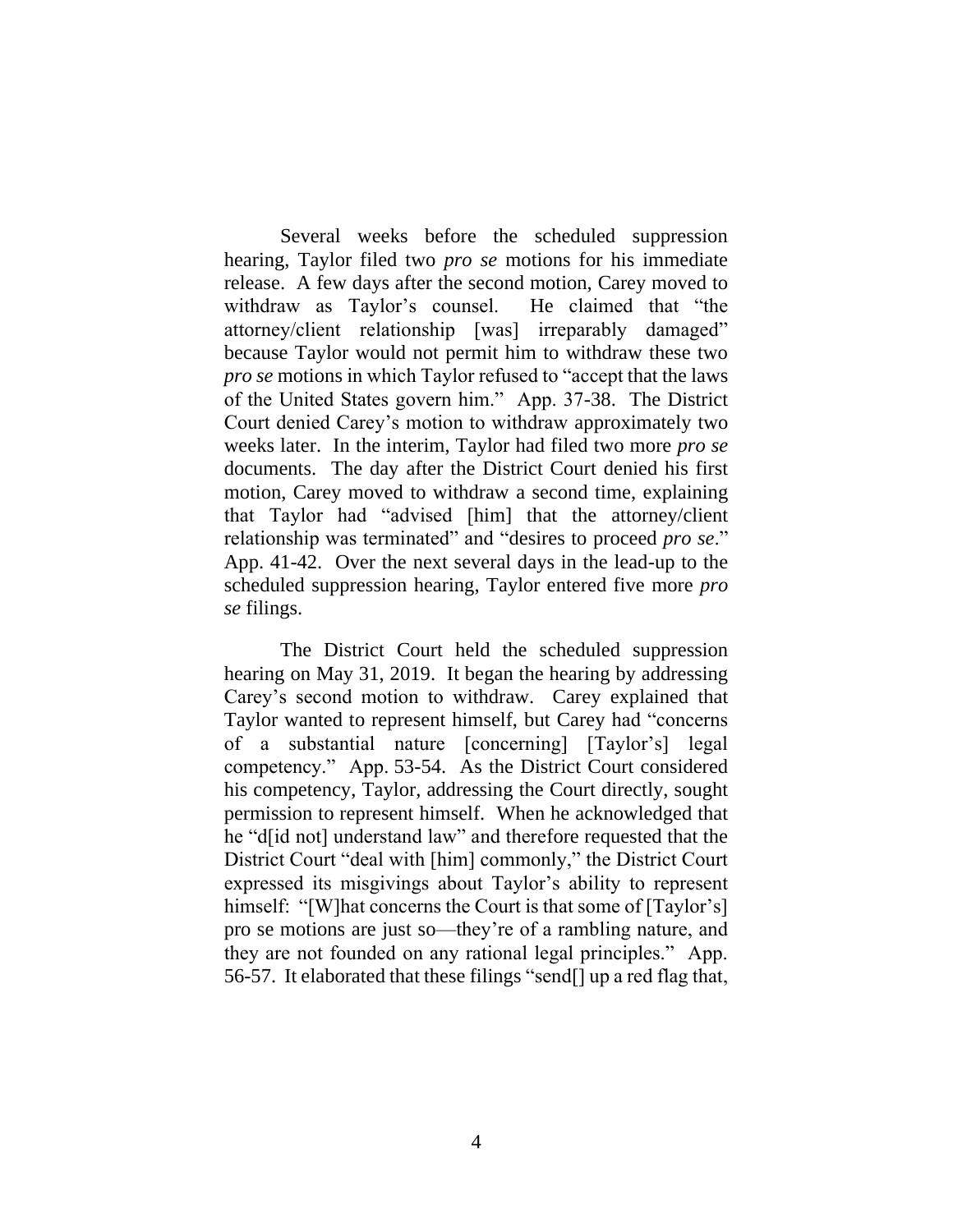Several weeks before the scheduled suppression hearing, Taylor filed two *pro se* motions for his immediate release. A few days after the second motion, Carey moved to withdraw as Taylor's counsel. He claimed that "the attorney/client relationship [was] irreparably damaged" because Taylor would not permit him to withdraw these two *pro se* motions in which Taylor refused to "accept that the laws of the United States govern him." App. 37-38. The District Court denied Carey's motion to withdraw approximately two weeks later. In the interim, Taylor had filed two more *pro se* documents. The day after the District Court denied his first motion, Carey moved to withdraw a second time, explaining that Taylor had "advised [him] that the attorney/client relationship was terminated" and "desires to proceed *pro se*." App. 41-42. Over the next several days in the lead-up to the scheduled suppression hearing, Taylor entered five more *pro se* filings.

The District Court held the scheduled suppression hearing on May 31, 2019. It began the hearing by addressing Carey's second motion to withdraw. Carey explained that Taylor wanted to represent himself, but Carey had "concerns of a substantial nature [concerning] [Taylor's] legal competency." App. 53-54. As the District Court considered his competency, Taylor, addressing the Court directly, sought permission to represent himself. When he acknowledged that he "d[id not] understand law" and therefore requested that the District Court "deal with [him] commonly," the District Court expressed its misgivings about Taylor's ability to represent himself: "[W]hat concerns the Court is that some of [Taylor's] pro se motions are just so—they're of a rambling nature, and they are not founded on any rational legal principles." App. 56-57. It elaborated that these filings "send[] up a red flag that,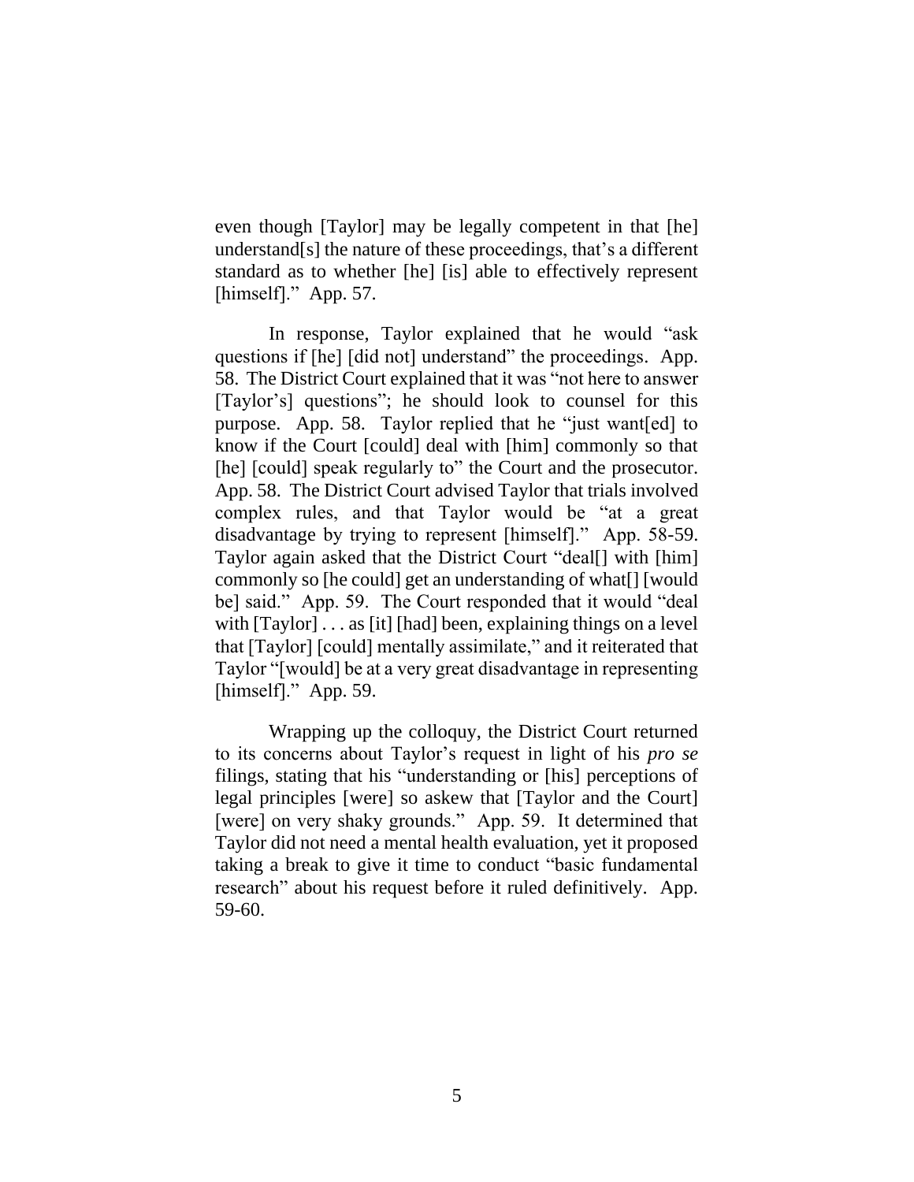even though [Taylor] may be legally competent in that [he] understand[s] the nature of these proceedings, that's a different standard as to whether [he] [is] able to effectively represent [himself]." App. 57.

In response, Taylor explained that he would "ask questions if [he] [did not] understand" the proceedings. App. 58. The District Court explained that it was "not here to answer [Taylor's] questions"; he should look to counsel for this purpose. App. 58. Taylor replied that he "just want[ed] to know if the Court [could] deal with [him] commonly so that [he] [could] speak regularly to" the Court and the prosecutor. App. 58. The District Court advised Taylor that trials involved complex rules, and that Taylor would be "at a great disadvantage by trying to represent [himself]." App. 58-59. Taylor again asked that the District Court "deal[] with [him] commonly so [he could] get an understanding of what[] [would be] said." App. 59. The Court responded that it would "deal with [Taylor] . . . as [it] [had] been, explaining things on a level that [Taylor] [could] mentally assimilate," and it reiterated that Taylor "[would] be at a very great disadvantage in representing [himself]." App. 59.

Wrapping up the colloquy, the District Court returned to its concerns about Taylor's request in light of his *pro se* filings, stating that his "understanding or [his] perceptions of legal principles [were] so askew that [Taylor and the Court] [were] on very shaky grounds." App. 59. It determined that Taylor did not need a mental health evaluation, yet it proposed taking a break to give it time to conduct "basic fundamental research" about his request before it ruled definitively. App. 59-60.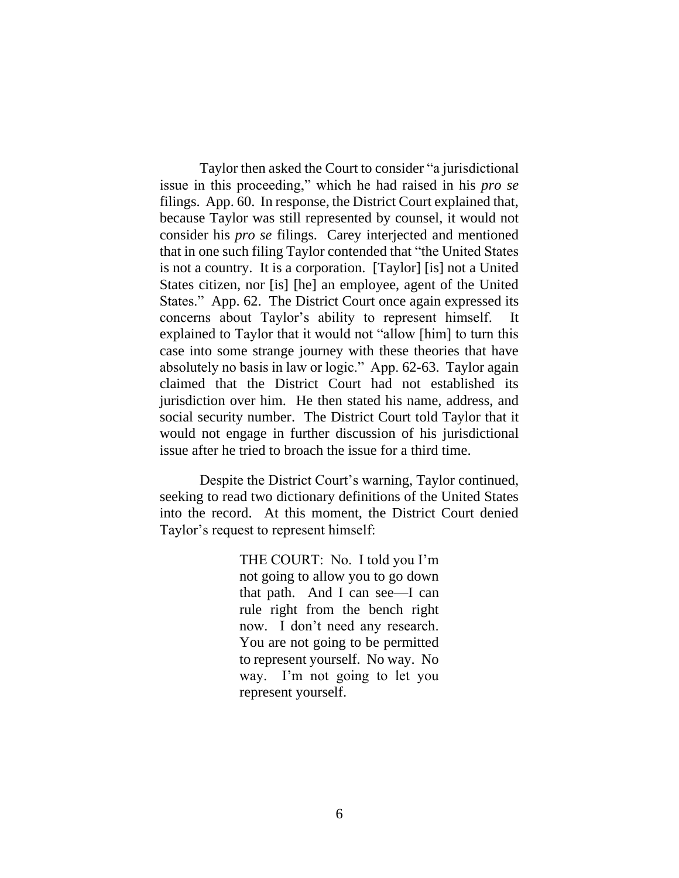Taylor then asked the Court to consider "a jurisdictional issue in this proceeding," which he had raised in his *pro se* filings. App. 60. In response, the District Court explained that, because Taylor was still represented by counsel, it would not consider his *pro se* filings. Carey interjected and mentioned that in one such filing Taylor contended that "the United States is not a country. It is a corporation. [Taylor] [is] not a United States citizen, nor [is] [he] an employee, agent of the United States." App. 62. The District Court once again expressed its concerns about Taylor's ability to represent himself. It explained to Taylor that it would not "allow [him] to turn this case into some strange journey with these theories that have absolutely no basis in law or logic." App. 62-63. Taylor again claimed that the District Court had not established its jurisdiction over him. He then stated his name, address, and social security number. The District Court told Taylor that it would not engage in further discussion of his jurisdictional issue after he tried to broach the issue for a third time.

Despite the District Court's warning, Taylor continued, seeking to read two dictionary definitions of the United States into the record. At this moment, the District Court denied Taylor's request to represent himself:

> THE COURT: No. I told you I'm not going to allow you to go down that path. And I can see—I can rule right from the bench right now. I don't need any research. You are not going to be permitted to represent yourself. No way. No way. I'm not going to let you represent yourself.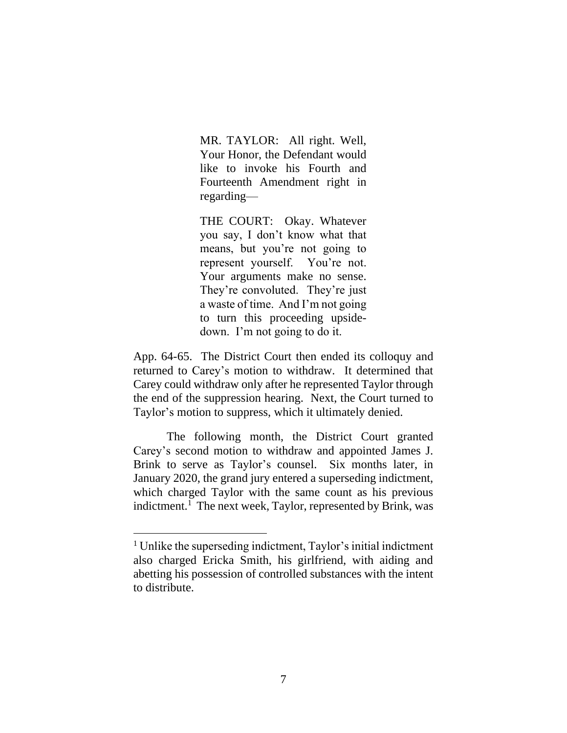> MR. TAYLOR: All right. Well, Your Honor, the Defendant would like to invoke his Fourth and Fourteenth Amendment right in regarding—
>
> THE COURT: Okay. Whatever you say, I don't know what that means, but you're not going to represent yourself. You're not. Your arguments make no sense. They're convoluted. They're just a waste of time. And I'm not going to turn this proceeding upside-down. I'm not going to do it.

App. 64-65. The District Court then ended its colloquy and returned to Carey's motion to withdraw. It determined that Carey could withdraw only after he represented Taylor through the end of the suppression hearing. Next, the Court turned to Taylor's motion to suppress, which it ultimately denied.

The following month, the District Court granted Carey's second motion to withdraw and appointed James J. Brink to serve as Taylor's counsel. Six months later, in January 2020, the grand jury entered a superseding indictment, which charged Taylor with the same count as his previous indictment.[1] The next week, Taylor, represented by Brink, was

[1] Unlike the superseding indictment, Taylor's initial indictment also charged Ericka Smith, his girlfriend, with aiding and abetting his possession of controlled substances with the intent to distribute.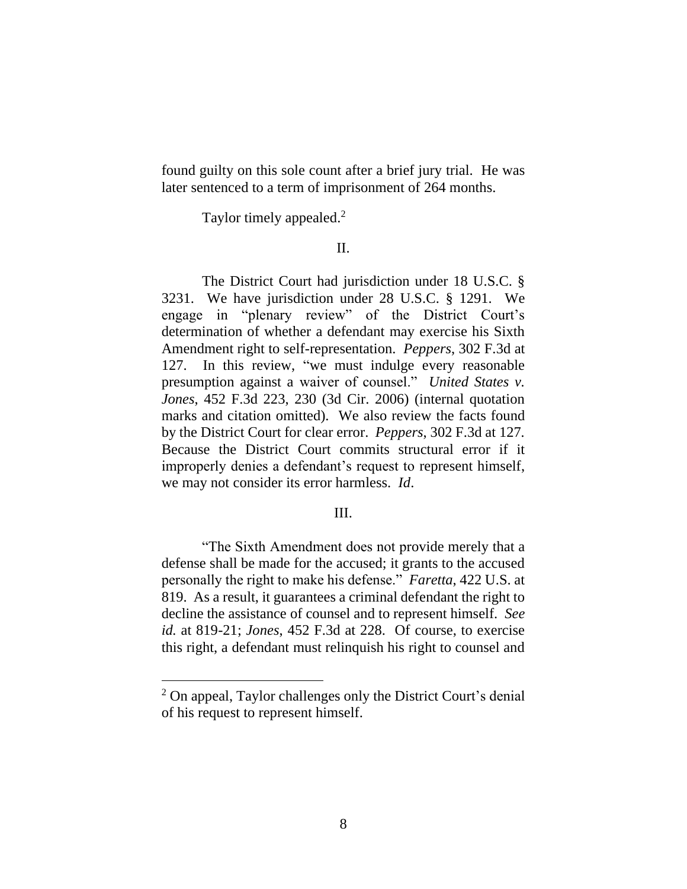found guilty on this sole count after a brief jury trial. He was later sentenced to a term of imprisonment of 264 months.

Taylor timely appealed.[2]

II.

The District Court had jurisdiction under 18 U.S.C. § 3231. We have jurisdiction under 28 U.S.C. § 1291. We engage in "plenary review" of the District Court's determination of whether a defendant may exercise his Sixth Amendment right to self-representation. *Peppers*, 302 F.3d at 127. In this review, "we must indulge every reasonable presumption against a waiver of counsel." *United States v. Jones*, 452 F.3d 223, 230 (3d Cir. 2006) (internal quotation marks and citation omitted). We also review the facts found by the District Court for clear error. *Peppers*, 302 F.3d at 127. Because the District Court commits structural error if it improperly denies a defendant's request to represent himself, we may not consider its error harmless. *Id*.

III.

"The Sixth Amendment does not provide merely that a defense shall be made for the accused; it grants to the accused personally the right to make his defense." *Faretta*, 422 U.S. at 819. As a result, it guarantees a criminal defendant the right to decline the assistance of counsel and to represent himself. *See id.* at 819-21; *Jones*, 452 F.3d at 228. Of course, to exercise this right, a defendant must relinquish his right to counsel and

[2] On appeal, Taylor challenges only the District Court's denial of his request to represent himself.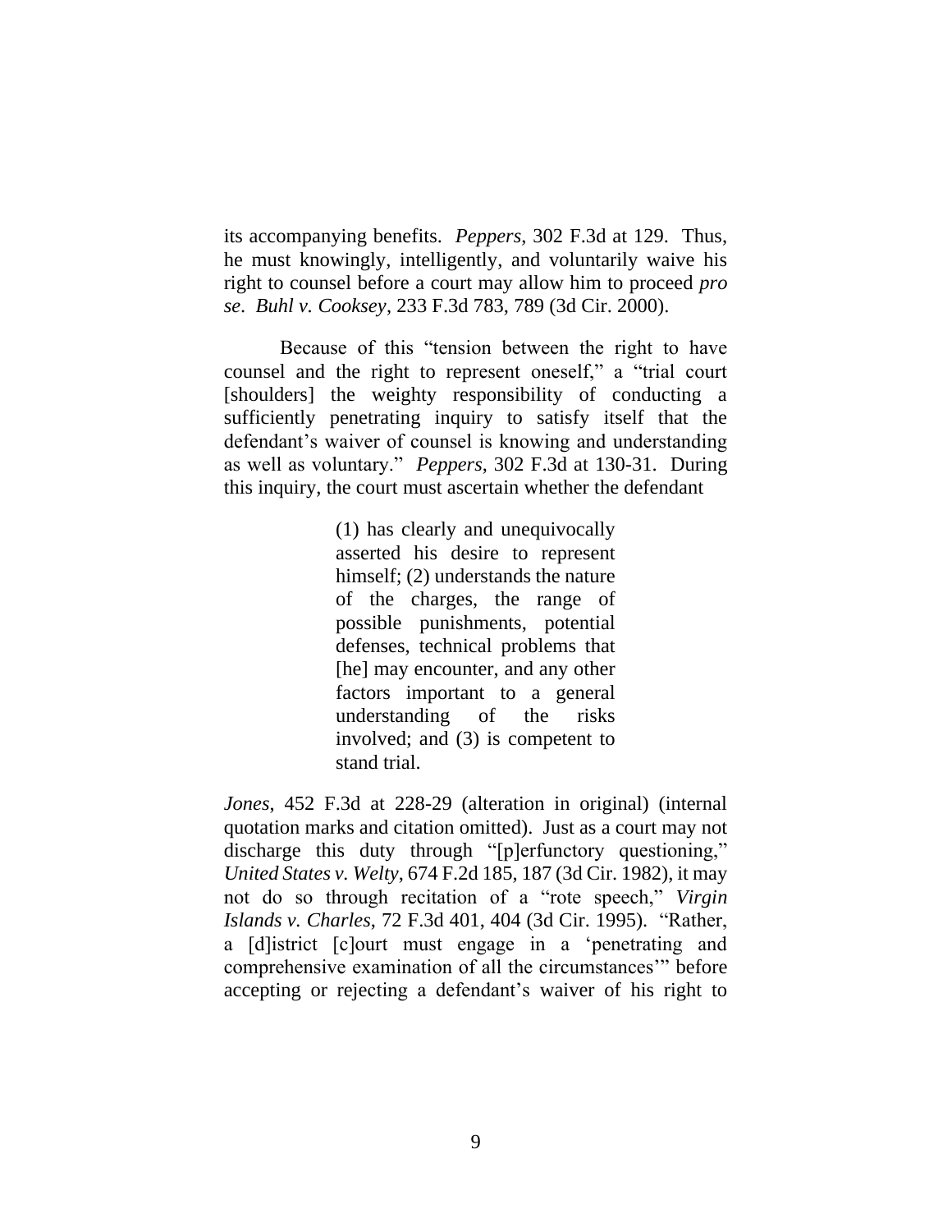its accompanying benefits. *Peppers*, 302 F.3d at 129. Thus, he must knowingly, intelligently, and voluntarily waive his right to counsel before a court may allow him to proceed *pro se*. *Buhl v. Cooksey*, 233 F.3d 783, 789 (3d Cir. 2000).

Because of this "tension between the right to have counsel and the right to represent oneself," a "trial court [shoulders] the weighty responsibility of conducting a sufficiently penetrating inquiry to satisfy itself that the defendant's waiver of counsel is knowing and understanding as well as voluntary." *Peppers*, 302 F.3d at 130-31. During this inquiry, the court must ascertain whether the defendant

> (1) has clearly and unequivocally asserted his desire to represent himself; (2) understands the nature of the charges, the range of possible punishments, potential defenses, technical problems that [he] may encounter, and any other factors important to a general understanding of the risks involved; and (3) is competent to stand trial.

*Jones*, 452 F.3d at 228-29 (alteration in original) (internal quotation marks and citation omitted). Just as a court may not discharge this duty through "[p]erfunctory questioning," *United States v. Welty*, 674 F.2d 185, 187 (3d Cir. 1982), it may not do so through recitation of a "rote speech," *Virgin Islands v. Charles*, 72 F.3d 401, 404 (3d Cir. 1995). "Rather, a [d]istrict [c]ourt must engage in a 'penetrating and comprehensive examination of all the circumstances'" before accepting or rejecting a defendant's waiver of his right to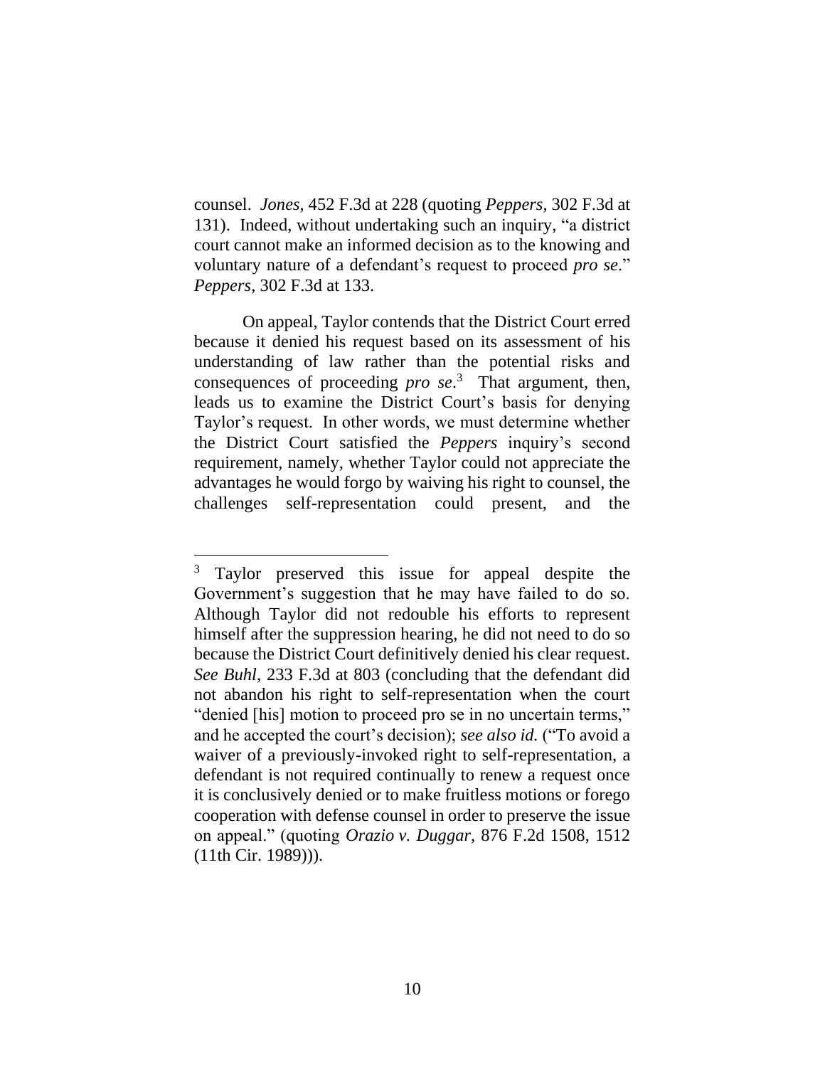counsel. *Jones*, 452 F.3d at 228 (quoting *Peppers*, 302 F.3d at 131). Indeed, without undertaking such an inquiry, "a district court cannot make an informed decision as to the knowing and voluntary nature of a defendant's request to proceed *pro se*." *Peppers*, 302 F.3d at 133.

On appeal, Taylor contends that the District Court erred because it denied his request based on its assessment of his understanding of law rather than the potential risks and consequences of proceeding *pro se*.[3] That argument, then, leads us to examine the District Court's basis for denying Taylor's request. In other words, we must determine whether the District Court satisfied the *Peppers* inquiry's second requirement, namely, whether Taylor could not appreciate the advantages he would forgo by waiving his right to counsel, the challenges self-representation could present, and the

---

[3] Taylor preserved this issue for appeal despite the Government's suggestion that he may have failed to do so. Although Taylor did not redouble his efforts to represent himself after the suppression hearing, he did not need to do so because the District Court definitively denied his clear request. *See Buhl*, 233 F.3d at 803 (concluding that the defendant did not abandon his right to self-representation when the court "denied [his] motion to proceed pro se in no uncertain terms," and he accepted the court's decision); *see also id.* ("To avoid a waiver of a previously-invoked right to self-representation, a defendant is not required continually to renew a request once it is conclusively denied or to make fruitless motions or forego cooperation with defense counsel in order to preserve the issue on appeal." (quoting *Orazio v. Duggar*, 876 F.2d 1508, 1512 (11th Cir. 1989))).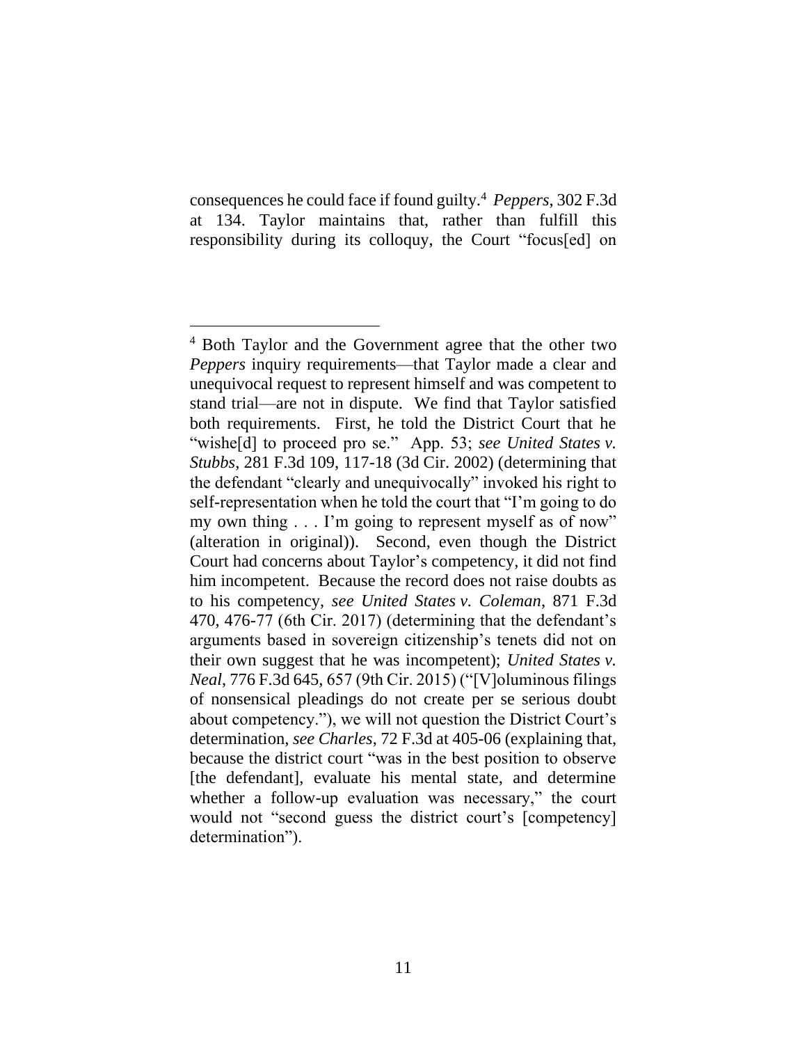consequences he could face if found guilty.[4] *Peppers*, 302 F.3d at 134. Taylor maintains that, rather than fulfill this responsibility during its colloquy, the Court "focus[ed] on

---

[4] Both Taylor and the Government agree that the other two *Peppers* inquiry requirements—that Taylor made a clear and unequivocal request to represent himself and was competent to stand trial—are not in dispute. We find that Taylor satisfied both requirements. First, he told the District Court that he "wishe[d] to proceed pro se." App. 53; *see United States v. Stubbs*, 281 F.3d 109, 117-18 (3d Cir. 2002) (determining that the defendant "clearly and unequivocally" invoked his right to self-representation when he told the court that "I'm going to do my own thing . . . I'm going to represent myself as of now" (alteration in original)). Second, even though the District Court had concerns about Taylor's competency, it did not find him incompetent. Because the record does not raise doubts as to his competency, *see United States v. Coleman*, 871 F.3d 470, 476-77 (6th Cir. 2017) (determining that the defendant's arguments based in sovereign citizenship's tenets did not on their own suggest that he was incompetent); *United States v. Neal*, 776 F.3d 645, 657 (9th Cir. 2015) ("[V]oluminous filings of nonsensical pleadings do not create per se serious doubt about competency."), we will not question the District Court's determination, *see Charles*, 72 F.3d at 405-06 (explaining that, because the district court "was in the best position to observe [the defendant], evaluate his mental state, and determine whether a follow-up evaluation was necessary," the court would not "second guess the district court's [competency] determination").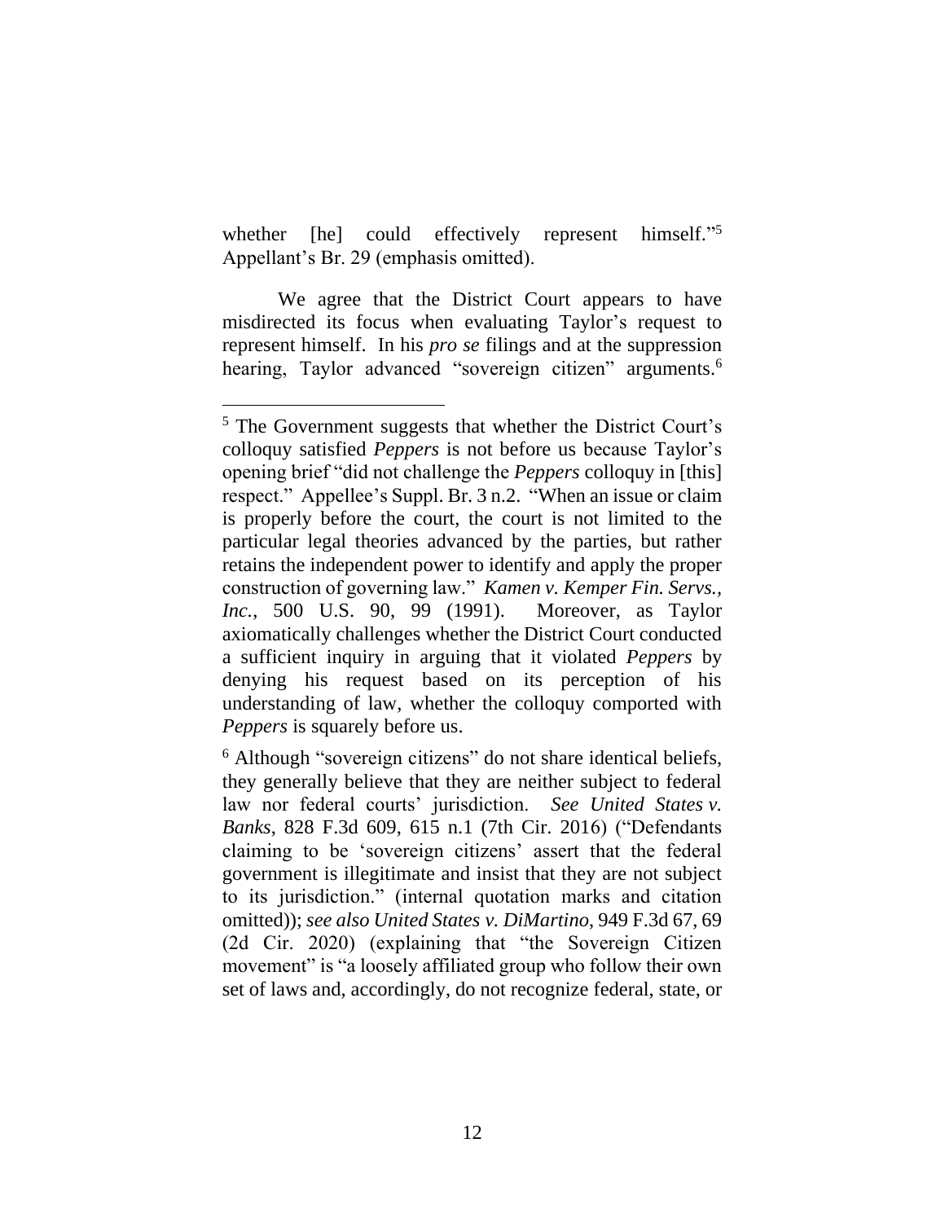whether [he] could effectively represent himself."[5] Appellant's Br. 29 (emphasis omitted).

We agree that the District Court appears to have misdirected its focus when evaluating Taylor's request to represent himself. In his *pro se* filings and at the suppression hearing, Taylor advanced "sovereign citizen" arguments.[6]

---

[5] The Government suggests that whether the District Court's colloquy satisfied *Peppers* is not before us because Taylor's opening brief "did not challenge the *Peppers* colloquy in [this] respect." Appellee's Suppl. Br. 3 n.2. "When an issue or claim is properly before the court, the court is not limited to the particular legal theories advanced by the parties, but rather retains the independent power to identify and apply the proper construction of governing law." *Kamen v. Kemper Fin. Servs., Inc.*, 500 U.S. 90, 99 (1991). Moreover, as Taylor axiomatically challenges whether the District Court conducted a sufficient inquiry in arguing that it violated *Peppers* by denying his request based on its perception of his understanding of law, whether the colloquy comported with *Peppers* is squarely before us.

[6] Although "sovereign citizens" do not share identical beliefs, they generally believe that they are neither subject to federal law nor federal courts' jurisdiction. *See United States v. Banks*, 828 F.3d 609, 615 n.1 (7th Cir. 2016) ("Defendants claiming to be 'sovereign citizens' assert that the federal government is illegitimate and insist that they are not subject to its jurisdiction." (internal quotation marks and citation omitted)); *see also United States v. DiMartino*, 949 F.3d 67, 69 (2d Cir. 2020) (explaining that "the Sovereign Citizen movement" is "a loosely affiliated group who follow their own set of laws and, accordingly, do not recognize federal, state, or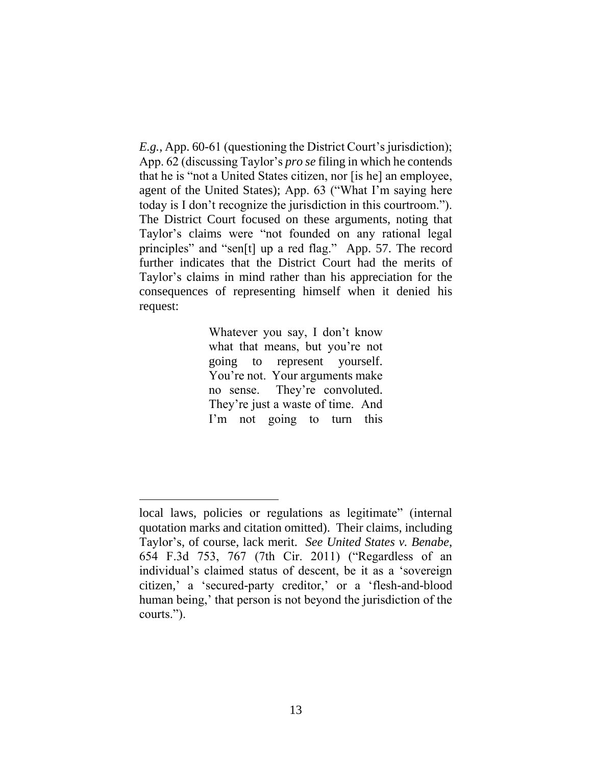*E.g.*, App. 60-61 (questioning the District Court's jurisdiction); App. 62 (discussing Taylor's *pro se* filing in which he contends that he is "not a United States citizen, nor [is he] an employee, agent of the United States); App. 63 ("What I'm saying here today is I don't recognize the jurisdiction in this courtroom."). The District Court focused on these arguments, noting that Taylor's claims were "not founded on any rational legal principles" and "sen[t] up a red flag." App. 57. The record further indicates that the District Court had the merits of Taylor's claims in mind rather than his appreciation for the consequences of representing himself when it denied his request:

> Whatever you say, I don't know what that means, but you're not going to represent yourself. You're not. Your arguments make no sense. They're convoluted. They're just a waste of time. And I'm not going to turn this

---

local laws, policies or regulations as legitimate" (internal quotation marks and citation omitted). Their claims, including Taylor's, of course, lack merit. *See United States v. Benabe*, 654 F.3d 753, 767 (7th Cir. 2011) ("Regardless of an individual's claimed status of descent, be it as a 'sovereign citizen,' a 'secured-party creditor,' or a 'flesh-and-blood human being,' that person is not beyond the jurisdiction of the courts.").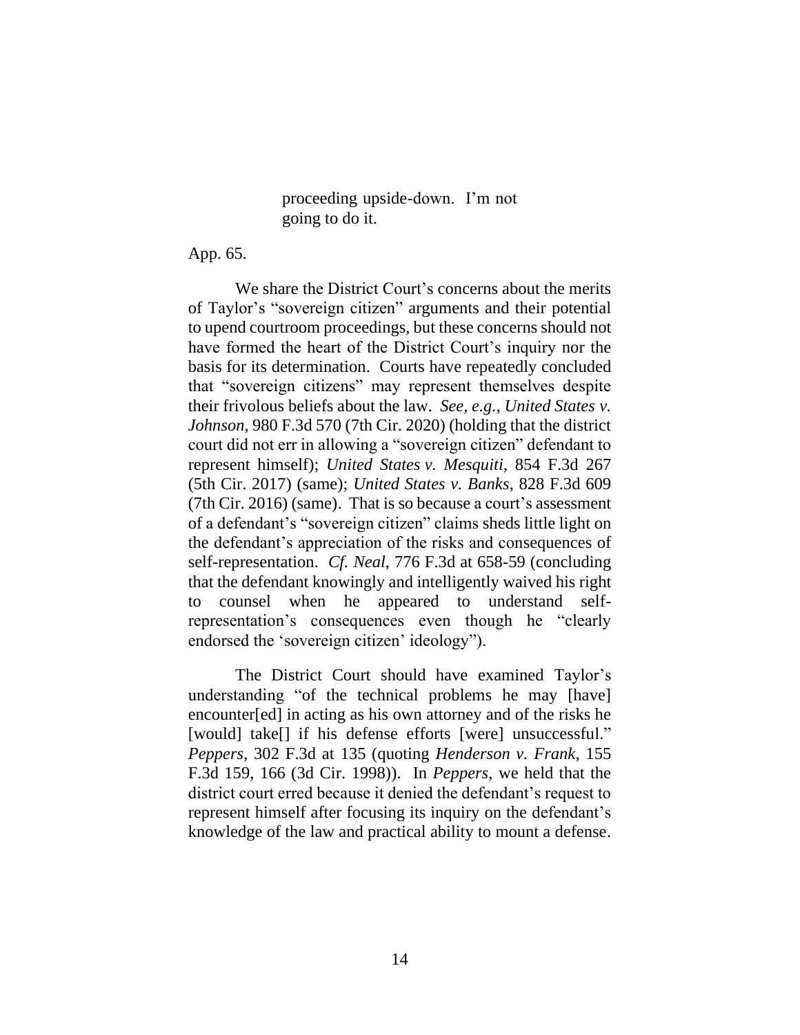> proceeding upside-down. I'm not going to do it.

App. 65.

We share the District Court's concerns about the merits of Taylor's "sovereign citizen" arguments and their potential to upend courtroom proceedings, but these concerns should not have formed the heart of the District Court's inquiry nor the basis for its determination. Courts have repeatedly concluded that "sovereign citizens" may represent themselves despite their frivolous beliefs about the law. *See, e.g.*, *United States v. Johnson*, 980 F.3d 570 (7th Cir. 2020) (holding that the district court did not err in allowing a "sovereign citizen" defendant to represent himself); *United States v. Mesquiti*, 854 F.3d 267 (5th Cir. 2017) (same); *United States v. Banks*, 828 F.3d 609 (7th Cir. 2016) (same). That is so because a court's assessment of a defendant's "sovereign citizen" claims sheds little light on the defendant's appreciation of the risks and consequences of self-representation. *Cf. Neal*, 776 F.3d at 658-59 (concluding that the defendant knowingly and intelligently waived his right to counsel when he appeared to understand self-representation's consequences even though he "clearly endorsed the 'sovereign citizen' ideology").

The District Court should have examined Taylor's understanding "of the technical problems he may [have] encounter[ed] in acting as his own attorney and of the risks he [would] take[] if his defense efforts [were] unsuccessful." *Peppers*, 302 F.3d at 135 (quoting *Henderson v. Frank*, 155 F.3d 159, 166 (3d Cir. 1998)). In *Peppers*, we held that the district court erred because it denied the defendant's request to represent himself after focusing its inquiry on the defendant's knowledge of the law and practical ability to mount a defense.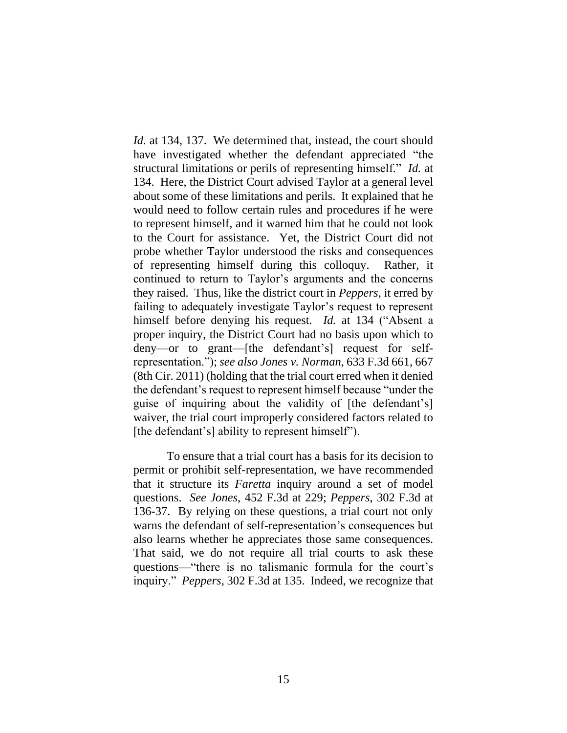*Id.* at 134, 137. We determined that, instead, the court should have investigated whether the defendant appreciated "the structural limitations or perils of representing himself." *Id.* at 134. Here, the District Court advised Taylor at a general level about some of these limitations and perils. It explained that he would need to follow certain rules and procedures if he were to represent himself, and it warned him that he could not look to the Court for assistance. Yet, the District Court did not probe whether Taylor understood the risks and consequences of representing himself during this colloquy. Rather, it continued to return to Taylor's arguments and the concerns they raised. Thus, like the district court in *Peppers*, it erred by failing to adequately investigate Taylor's request to represent himself before denying his request. *Id.* at 134 ("Absent a proper inquiry, the District Court had no basis upon which to deny—or to grant—[the defendant's] request for self-representation."); *see also Jones v. Norman*, 633 F.3d 661, 667 (8th Cir. 2011) (holding that the trial court erred when it denied the defendant's request to represent himself because "under the guise of inquiring about the validity of [the defendant's] waiver, the trial court improperly considered factors related to [the defendant's] ability to represent himself").

To ensure that a trial court has a basis for its decision to permit or prohibit self-representation, we have recommended that it structure its *Faretta* inquiry around a set of model questions. *See Jones*, 452 F.3d at 229; *Peppers*, 302 F.3d at 136-37. By relying on these questions, a trial court not only warns the defendant of self-representation's consequences but also learns whether he appreciates those same consequences. That said, we do not require all trial courts to ask these questions—"there is no talismanic formula for the court's inquiry." *Peppers*, 302 F.3d at 135. Indeed, we recognize that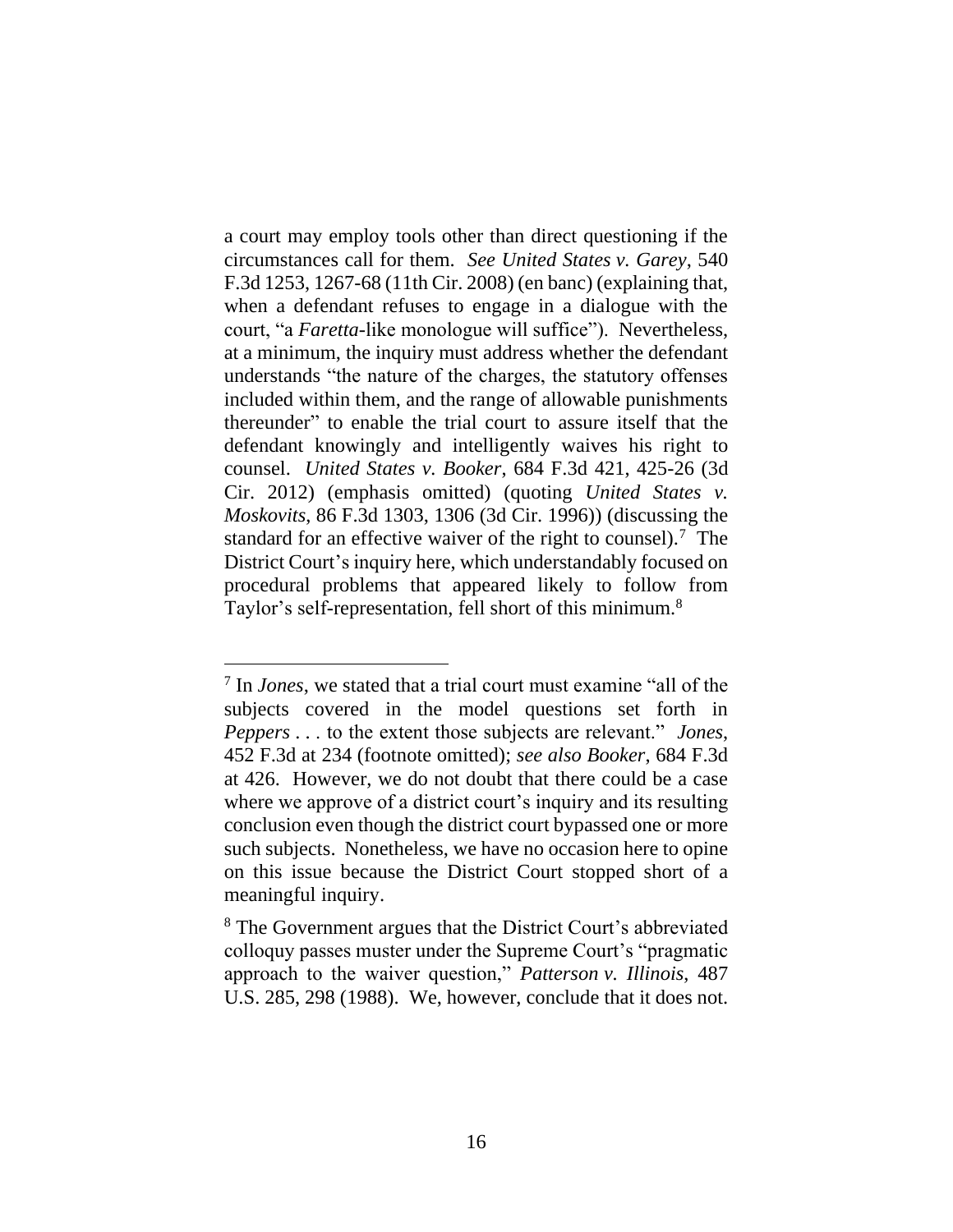a court may employ tools other than direct questioning if the circumstances call for them. *See United States v. Garey*, 540 F.3d 1253, 1267-68 (11th Cir. 2008) (en banc) (explaining that, when a defendant refuses to engage in a dialogue with the court, "a *Faretta*-like monologue will suffice"). Nevertheless, at a minimum, the inquiry must address whether the defendant understands "the nature of the charges, the statutory offenses included within them, and the range of allowable punishments thereunder" to enable the trial court to assure itself that the defendant knowingly and intelligently waives his right to counsel. *United States v. Booker*, 684 F.3d 421, 425-26 (3d Cir. 2012) (emphasis omitted) (quoting *United States v. Moskovits*, 86 F.3d 1303, 1306 (3d Cir. 1996)) (discussing the standard for an effective waiver of the right to counsel).[7] The District Court's inquiry here, which understandably focused on procedural problems that appeared likely to follow from Taylor's self-representation, fell short of this minimum.[8]

---

[7] In *Jones*, we stated that a trial court must examine "all of the subjects covered in the model questions set forth in *Peppers* . . . to the extent those subjects are relevant." *Jones*, 452 F.3d at 234 (footnote omitted); *see also Booker*, 684 F.3d at 426. However, we do not doubt that there could be a case where we approve of a district court's inquiry and its resulting conclusion even though the district court bypassed one or more such subjects. Nonetheless, we have no occasion here to opine on this issue because the District Court stopped short of a meaningful inquiry.

[8] The Government argues that the District Court's abbreviated colloquy passes muster under the Supreme Court's "pragmatic approach to the waiver question," *Patterson v. Illinois*, 487 U.S. 285, 298 (1988). We, however, conclude that it does not.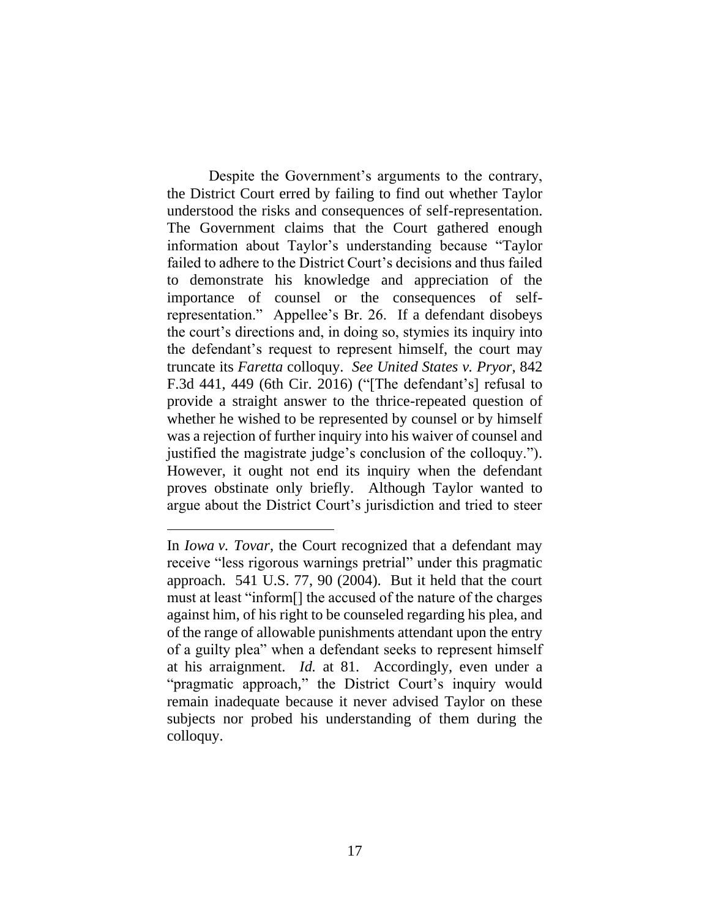Despite the Government's arguments to the contrary, the District Court erred by failing to find out whether Taylor understood the risks and consequences of self-representation. The Government claims that the Court gathered enough information about Taylor's understanding because "Taylor failed to adhere to the District Court's decisions and thus failed to demonstrate his knowledge and appreciation of the importance of counsel or the consequences of self-representation." Appellee's Br. 26. If a defendant disobeys the court's directions and, in doing so, stymies its inquiry into the defendant's request to represent himself, the court may truncate its *Faretta* colloquy. *See United States v. Pryor*, 842 F.3d 441, 449 (6th Cir. 2016) ("[The defendant's] refusal to provide a straight answer to the thrice-repeated question of whether he wished to be represented by counsel or by himself was a rejection of further inquiry into his waiver of counsel and justified the magistrate judge's conclusion of the colloquy."). However, it ought not end its inquiry when the defendant proves obstinate only briefly. Although Taylor wanted to argue about the District Court's jurisdiction and tried to steer

---

In *Iowa v. Tovar*, the Court recognized that a defendant may receive "less rigorous warnings pretrial" under this pragmatic approach. 541 U.S. 77, 90 (2004). But it held that the court must at least "inform[] the accused of the nature of the charges against him, of his right to be counseled regarding his plea, and of the range of allowable punishments attendant upon the entry of a guilty plea" when a defendant seeks to represent himself at his arraignment. *Id.* at 81. Accordingly, even under a "pragmatic approach," the District Court's inquiry would remain inadequate because it never advised Taylor on these subjects nor probed his understanding of them during the colloquy.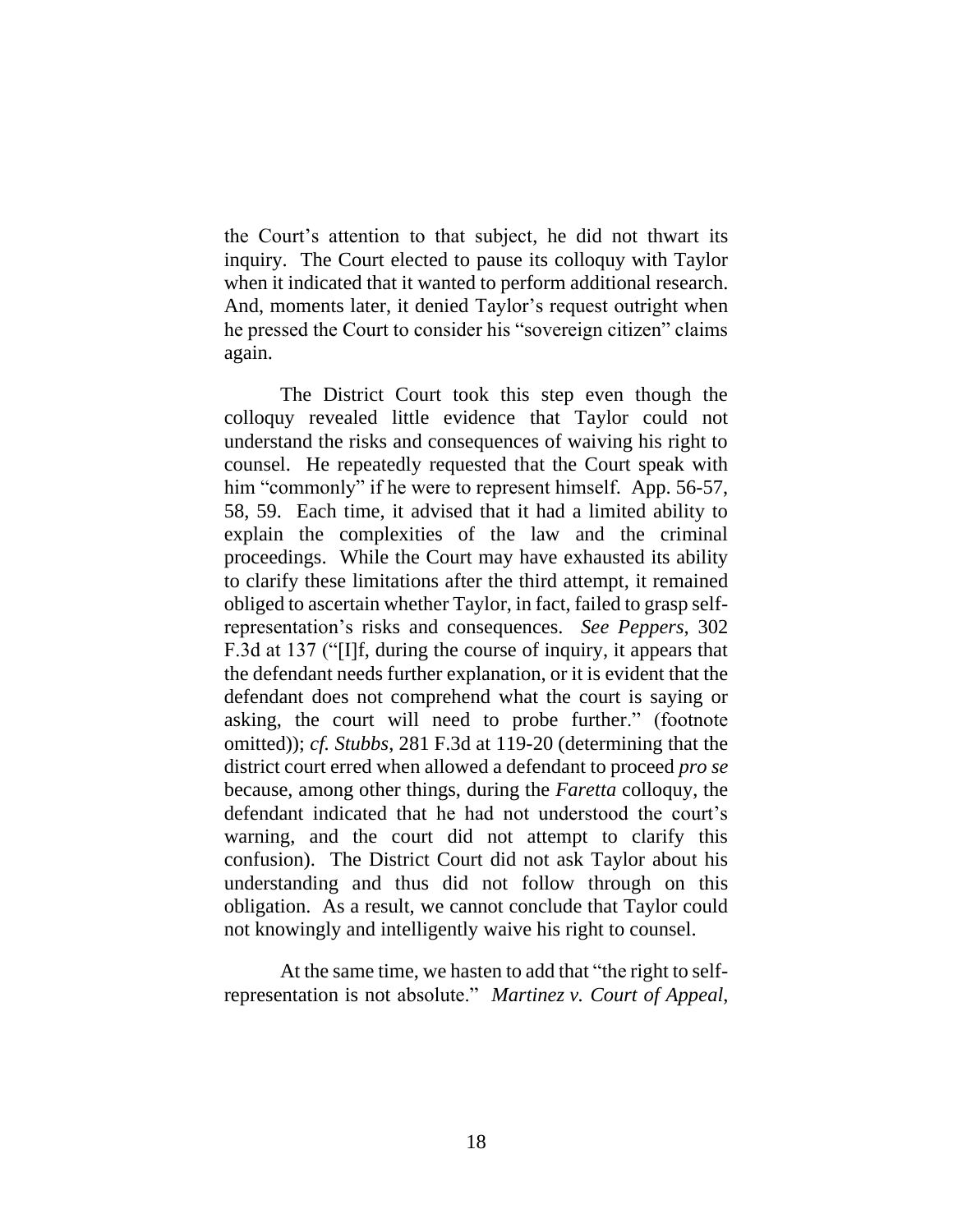the Court's attention to that subject, he did not thwart its inquiry. The Court elected to pause its colloquy with Taylor when it indicated that it wanted to perform additional research. And, moments later, it denied Taylor's request outright when he pressed the Court to consider his "sovereign citizen" claims again.

The District Court took this step even though the colloquy revealed little evidence that Taylor could not understand the risks and consequences of waiving his right to counsel. He repeatedly requested that the Court speak with him "commonly" if he were to represent himself. App. 56-57, 58, 59. Each time, it advised that it had a limited ability to explain the complexities of the law and the criminal proceedings. While the Court may have exhausted its ability to clarify these limitations after the third attempt, it remained obliged to ascertain whether Taylor, in fact, failed to grasp self-representation's risks and consequences. *See Peppers*, 302 F.3d at 137 ("[I]f, during the course of inquiry, it appears that the defendant needs further explanation, or it is evident that the defendant does not comprehend what the court is saying or asking, the court will need to probe further." (footnote omitted)); *cf. Stubbs*, 281 F.3d at 119-20 (determining that the district court erred when allowed a defendant to proceed *pro se* because, among other things, during the *Faretta* colloquy, the defendant indicated that he had not understood the court's warning, and the court did not attempt to clarify this confusion). The District Court did not ask Taylor about his understanding and thus did not follow through on this obligation. As a result, we cannot conclude that Taylor could not knowingly and intelligently waive his right to counsel.

At the same time, we hasten to add that "the right to self-representation is not absolute." *Martinez v. Court of Appeal*,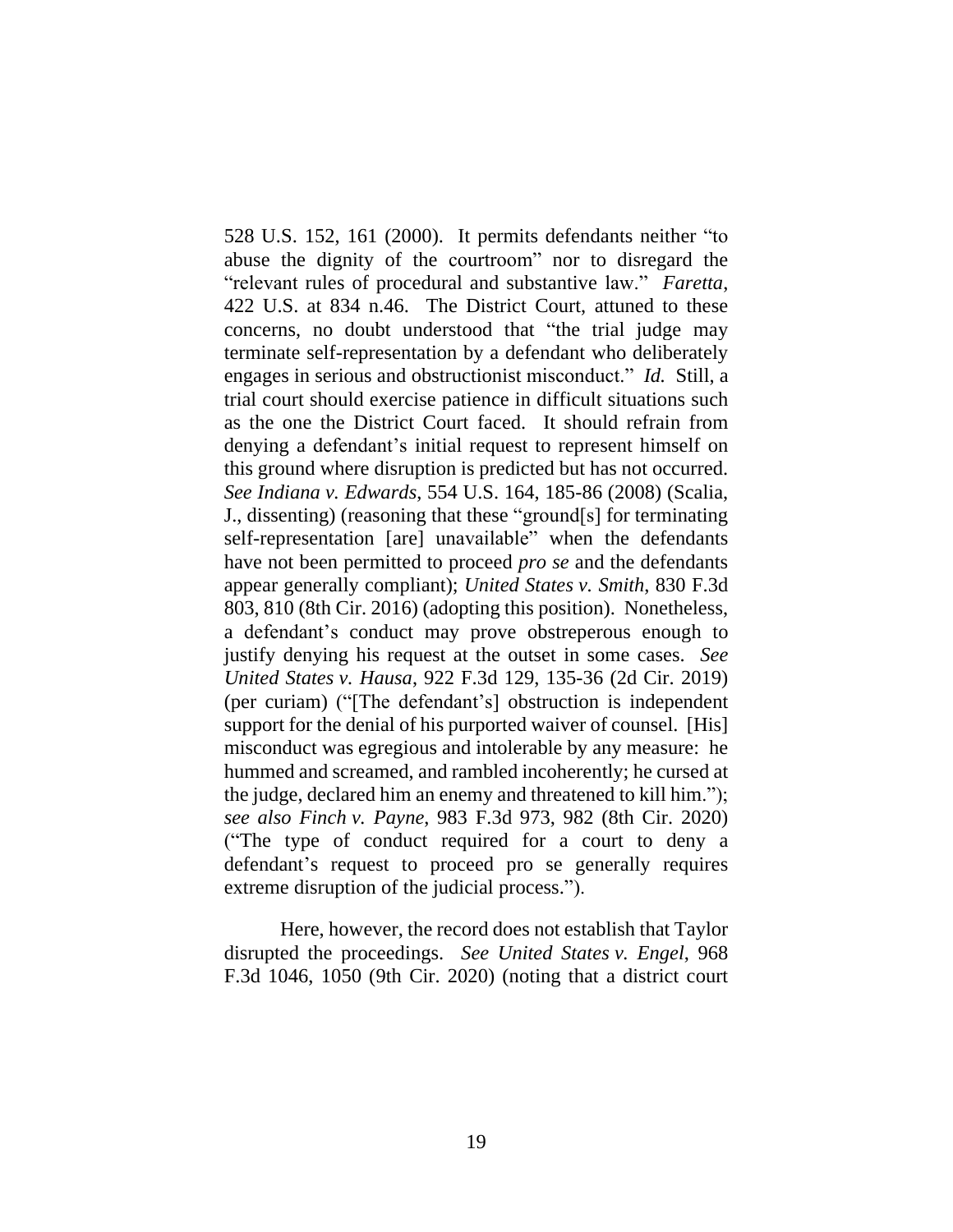528 U.S. 152, 161 (2000). It permits defendants neither "to abuse the dignity of the courtroom" nor to disregard the "relevant rules of procedural and substantive law." *Faretta*, 422 U.S. at 834 n.46. The District Court, attuned to these concerns, no doubt understood that "the trial judge may terminate self-representation by a defendant who deliberately engages in serious and obstructionist misconduct." *Id.* Still, a trial court should exercise patience in difficult situations such as the one the District Court faced. It should refrain from denying a defendant's initial request to represent himself on this ground where disruption is predicted but has not occurred. *See Indiana v. Edwards*, 554 U.S. 164, 185-86 (2008) (Scalia, J., dissenting) (reasoning that these "ground[s] for terminating self-representation [are] unavailable" when the defendants have not been permitted to proceed *pro se* and the defendants appear generally compliant); *United States v. Smith*, 830 F.3d 803, 810 (8th Cir. 2016) (adopting this position). Nonetheless, a defendant's conduct may prove obstreperous enough to justify denying his request at the outset in some cases. *See United States v. Hausa*, 922 F.3d 129, 135-36 (2d Cir. 2019) (per curiam) ("[The defendant's] obstruction is independent support for the denial of his purported waiver of counsel. [His] misconduct was egregious and intolerable by any measure: he hummed and screamed, and rambled incoherently; he cursed at the judge, declared him an enemy and threatened to kill him."); *see also Finch v. Payne*, 983 F.3d 973, 982 (8th Cir. 2020) ("The type of conduct required for a court to deny a defendant's request to proceed pro se generally requires extreme disruption of the judicial process.").

Here, however, the record does not establish that Taylor disrupted the proceedings. *See United States v. Engel*, 968 F.3d 1046, 1050 (9th Cir. 2020) (noting that a district court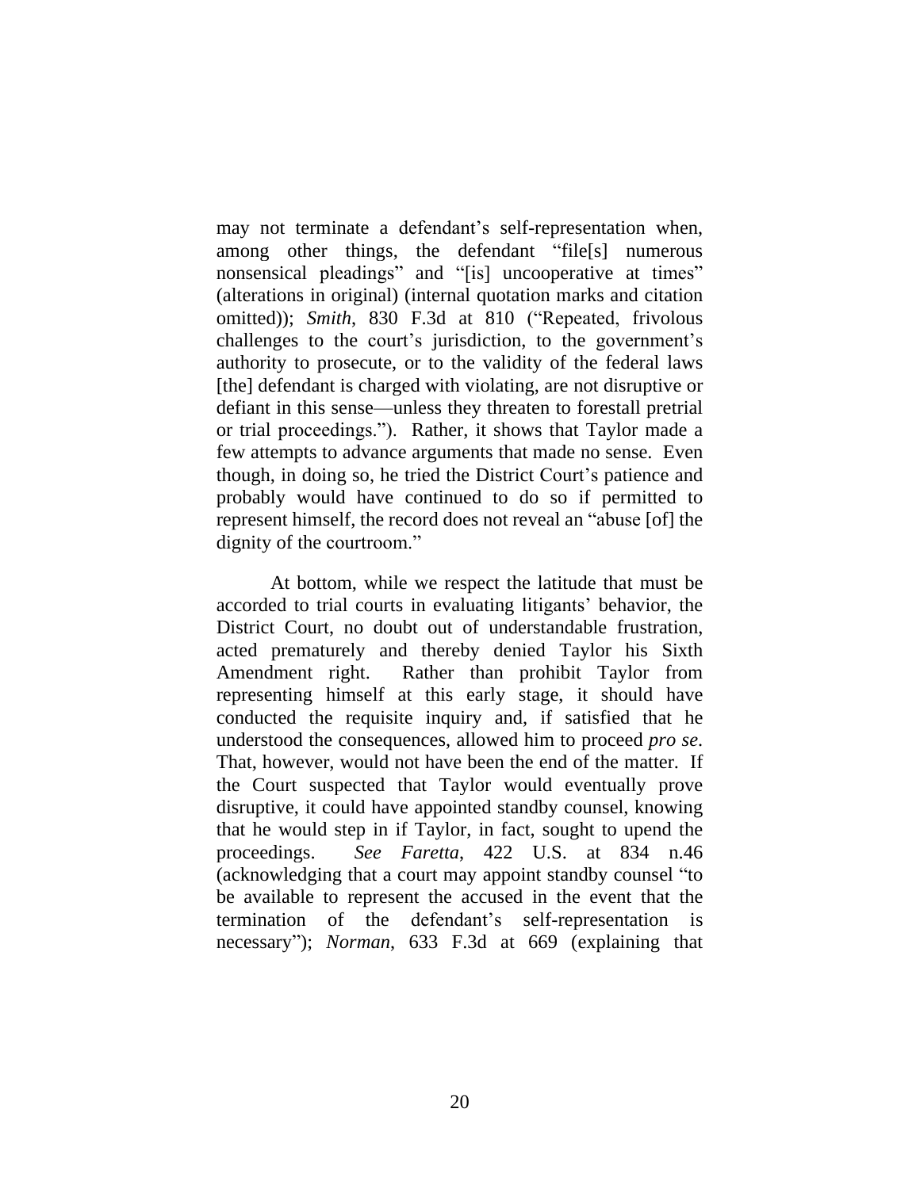may not terminate a defendant's self-representation when, among other things, the defendant "file[s] numerous nonsensical pleadings" and "[is] uncooperative at times" (alterations in original) (internal quotation marks and citation omitted)); *Smith*, 830 F.3d at 810 ("Repeated, frivolous challenges to the court's jurisdiction, to the government's authority to prosecute, or to the validity of the federal laws [the] defendant is charged with violating, are not disruptive or defiant in this sense—unless they threaten to forestall pretrial or trial proceedings."). Rather, it shows that Taylor made a few attempts to advance arguments that made no sense. Even though, in doing so, he tried the District Court's patience and probably would have continued to do so if permitted to represent himself, the record does not reveal an "abuse [of] the dignity of the courtroom."

At bottom, while we respect the latitude that must be accorded to trial courts in evaluating litigants' behavior, the District Court, no doubt out of understandable frustration, acted prematurely and thereby denied Taylor his Sixth Amendment right. Rather than prohibit Taylor from representing himself at this early stage, it should have conducted the requisite inquiry and, if satisfied that he understood the consequences, allowed him to proceed *pro se*. That, however, would not have been the end of the matter. If the Court suspected that Taylor would eventually prove disruptive, it could have appointed standby counsel, knowing that he would step in if Taylor, in fact, sought to upend the proceedings. *See Faretta*, 422 U.S. at 834 n.46 (acknowledging that a court may appoint standby counsel "to be available to represent the accused in the event that the termination of the defendant's self-representation is necessary"); *Norman*, 633 F.3d at 669 (explaining that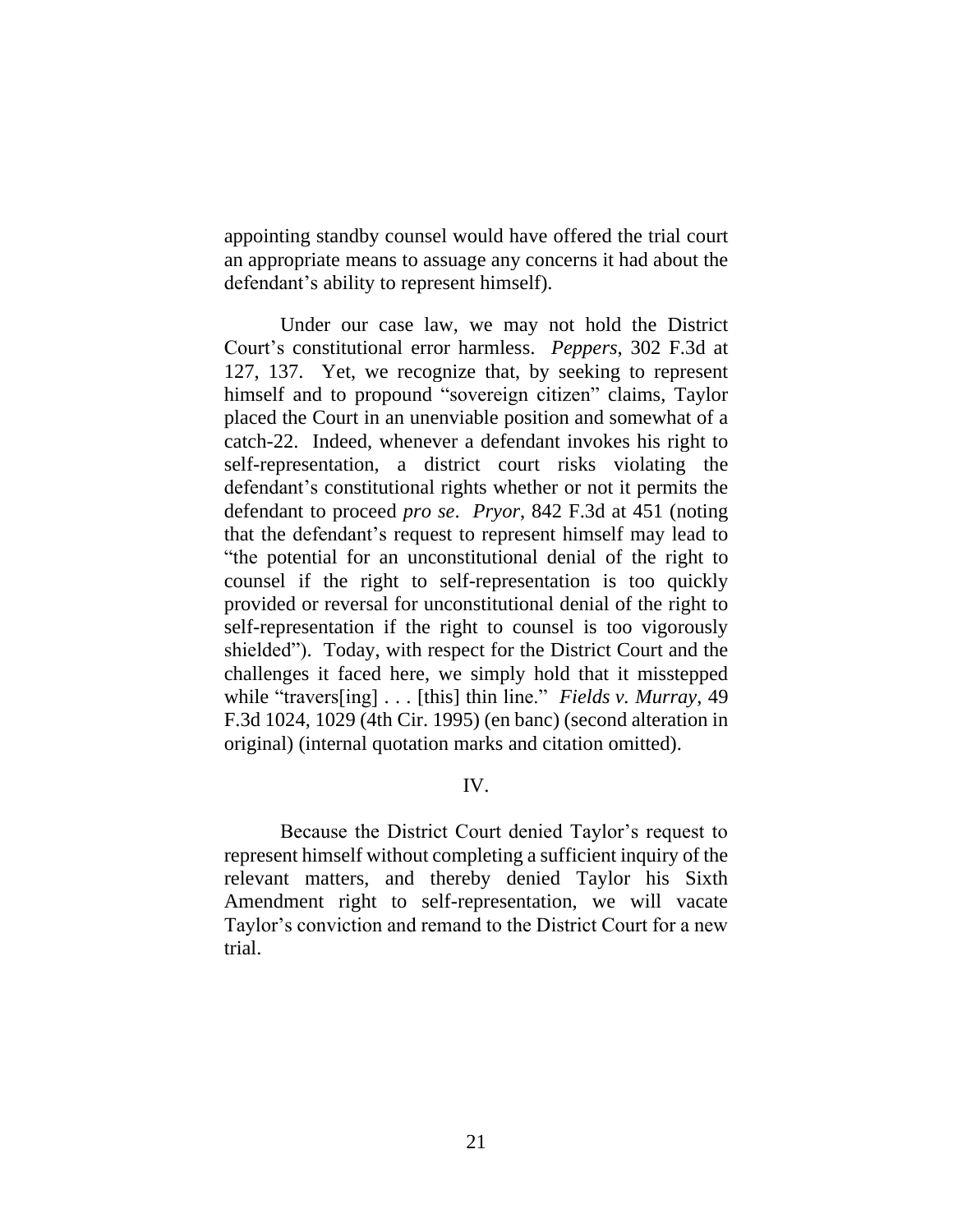appointing standby counsel would have offered the trial court an appropriate means to assuage any concerns it had about the defendant's ability to represent himself).

Under our case law, we may not hold the District Court's constitutional error harmless. *Peppers*, 302 F.3d at 127, 137. Yet, we recognize that, by seeking to represent himself and to propound "sovereign citizen" claims, Taylor placed the Court in an unenviable position and somewhat of a catch-22. Indeed, whenever a defendant invokes his right to self-representation, a district court risks violating the defendant's constitutional rights whether or not it permits the defendant to proceed *pro se*. *Pryor*, 842 F.3d at 451 (noting that the defendant's request to represent himself may lead to "the potential for an unconstitutional denial of the right to counsel if the right to self-representation is too quickly provided or reversal for unconstitutional denial of the right to self-representation if the right to counsel is too vigorously shielded"). Today, with respect for the District Court and the challenges it faced here, we simply hold that it misstepped while "travers[ing] . . . [this] thin line." *Fields v. Murray*, 49 F.3d 1024, 1029 (4th Cir. 1995) (en banc) (second alteration in original) (internal quotation marks and citation omitted).

## IV.

Because the District Court denied Taylor's request to represent himself without completing a sufficient inquiry of the relevant matters, and thereby denied Taylor his Sixth Amendment right to self-representation, we will vacate Taylor's conviction and remand to the District Court for a new trial.